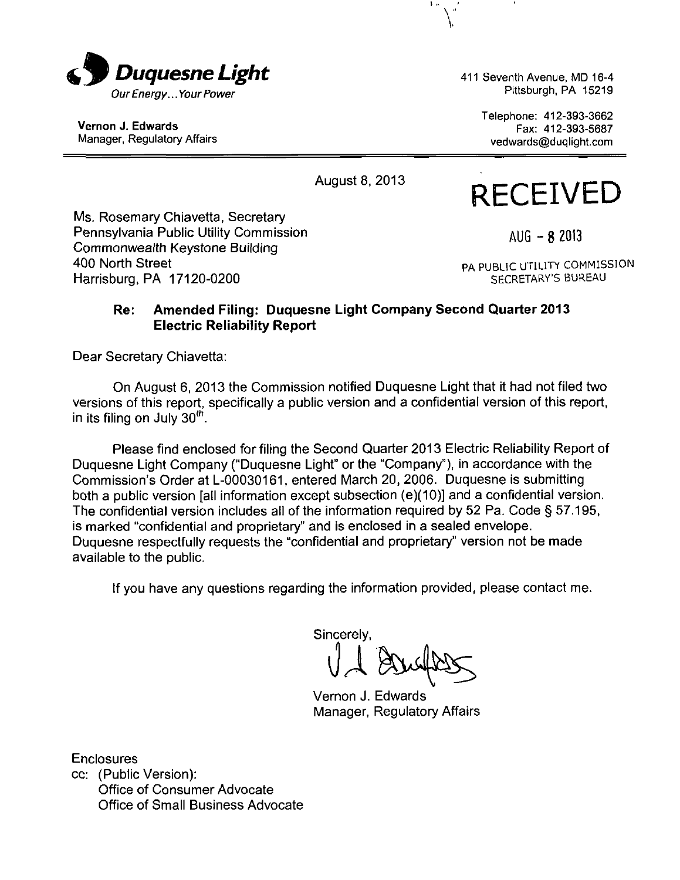**Duquesne Light**
*Our Energy... Your Power*

**Vernon J. Edwards**
Manager, Regulatory Affairs

411 Seventh Avenue, MD 16-4
Pittsburgh, PA 15219

Telephone: 412-393-3662
Fax: 412-393-5687
vedwards@duqlight.com

August 8, 2013

RECEIVED

AUG - 8 2013

PA PUBLIC UTILITY COMMISSION
SECRETARY'S BUREAU

Ms. Rosemary Chiavetta, Secretary
Pennsylvania Public Utility Commission
Commonwealth Keystone Building
400 North Street
Harrisburg, PA 17120-0200

**Re: Amended Filing: Duquesne Light Company Second Quarter 2013 Electric Reliability Report**

Dear Secretary Chiavetta:

On August 6, 2013 the Commission notified Duquesne Light that it had not filed two versions of this report, specifically a public version and a confidential version of this report, in its filing on July 30th.

Please find enclosed for filing the Second Quarter 2013 Electric Reliability Report of Duquesne Light Company ("Duquesne Light" or the "Company"), in accordance with the Commission's Order at L-00030161, entered March 20, 2006. Duquesne is submitting both a public version [all information except subsection (e)(10)] and a confidential version. The confidential version includes all of the information required by 52 Pa. Code § 57.195, is marked "confidential and proprietary" and is enclosed in a sealed envelope. Duquesne respectfully requests the "confidential and proprietary" version not be made available to the public.

If you have any questions regarding the information provided, please contact me.

Sincerely,

Vernon J. Edwards
Manager, Regulatory Affairs

Enclosures
cc: (Public Version):
Office of Consumer Advocate
Office of Small Business Advocate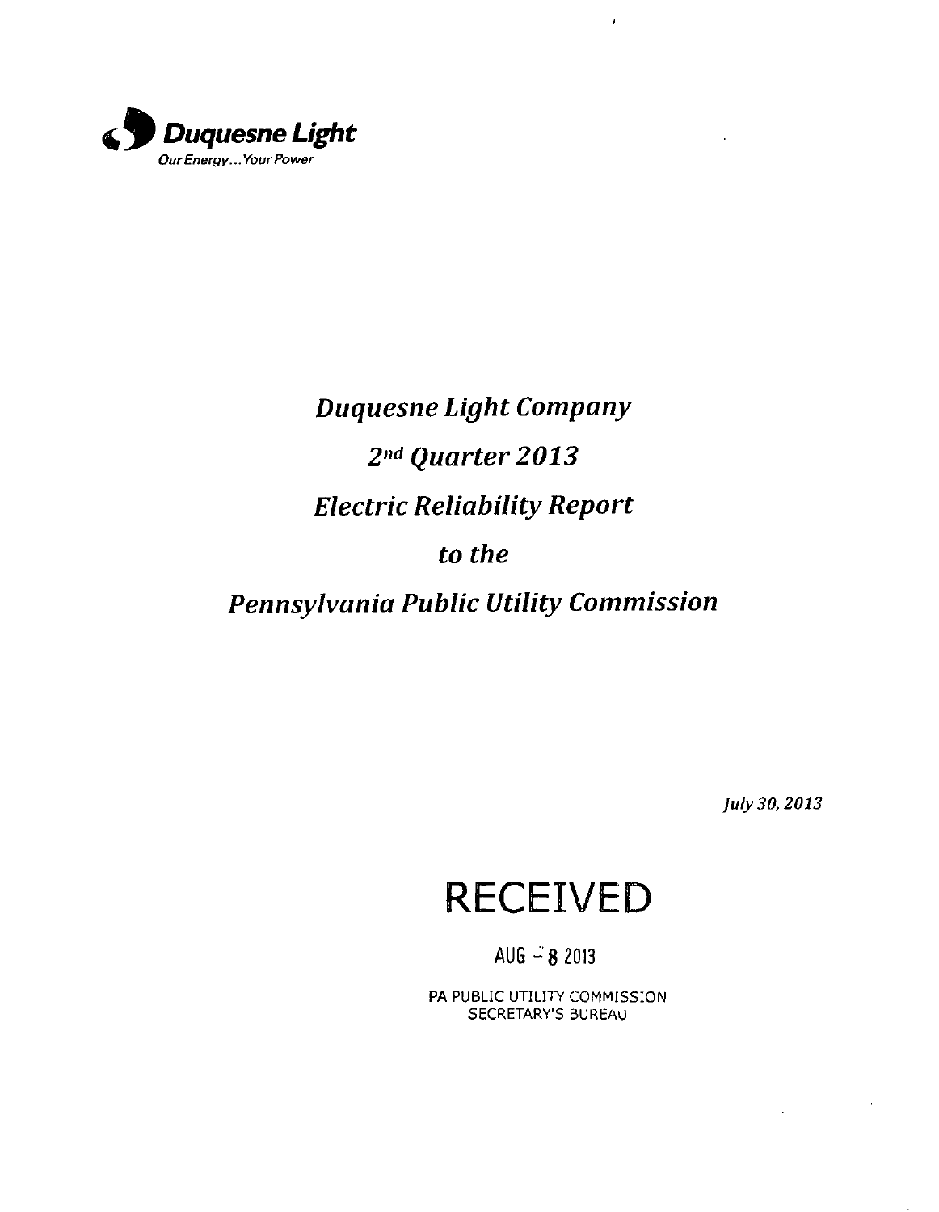**Duquesne Light**

*Our Energy... Your Power*

# *Duquesne Light Company*

# *2nd Quarter 2013*

# *Electric Reliability Report*

# *to the*

# *Pennsylvania Public Utility Commission*

*July 30, 2013*

RECEIVED

AUG - 8 2013

PA PUBLIC UTILITY COMMISSION
SECRETARY'S BUREAU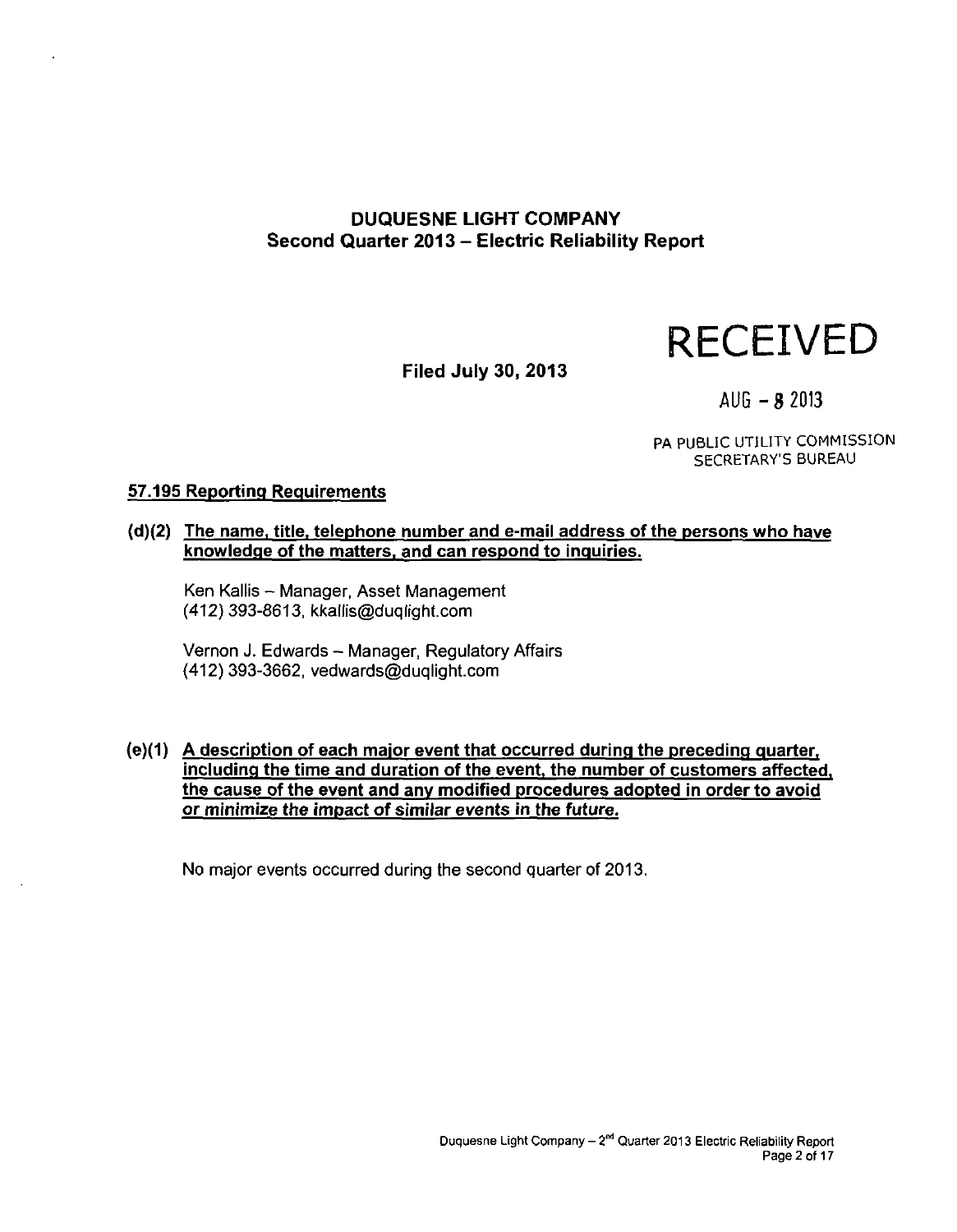**DUQUESNE LIGHT COMPANY**
**Second Quarter 2013 – Electric Reliability Report**

**Filed July 30, 2013**

RECEIVED

AUG - 8 2013

PA PUBLIC UTILITY COMMISSION
SECRETARY'S BUREAU

## 57.195 Reporting Requirements

**(d)(2) The name, title, telephone number and e-mail address of the persons who have knowledge of the matters, and can respond to inquiries.**

Ken Kallis – Manager, Asset Management
(412) 393-8613, kkallis@duqlight.com

Vernon J. Edwards – Manager, Regulatory Affairs
(412) 393-3662, vedwards@duqlight.com

**(e)(1) A description of each major event that occurred during the preceding quarter, including the time and duration of the event, the number of customers affected, the cause of the event and any modified procedures adopted in order to avoid or minimize the impact of similar events in the future.**

No major events occurred during the second quarter of 2013.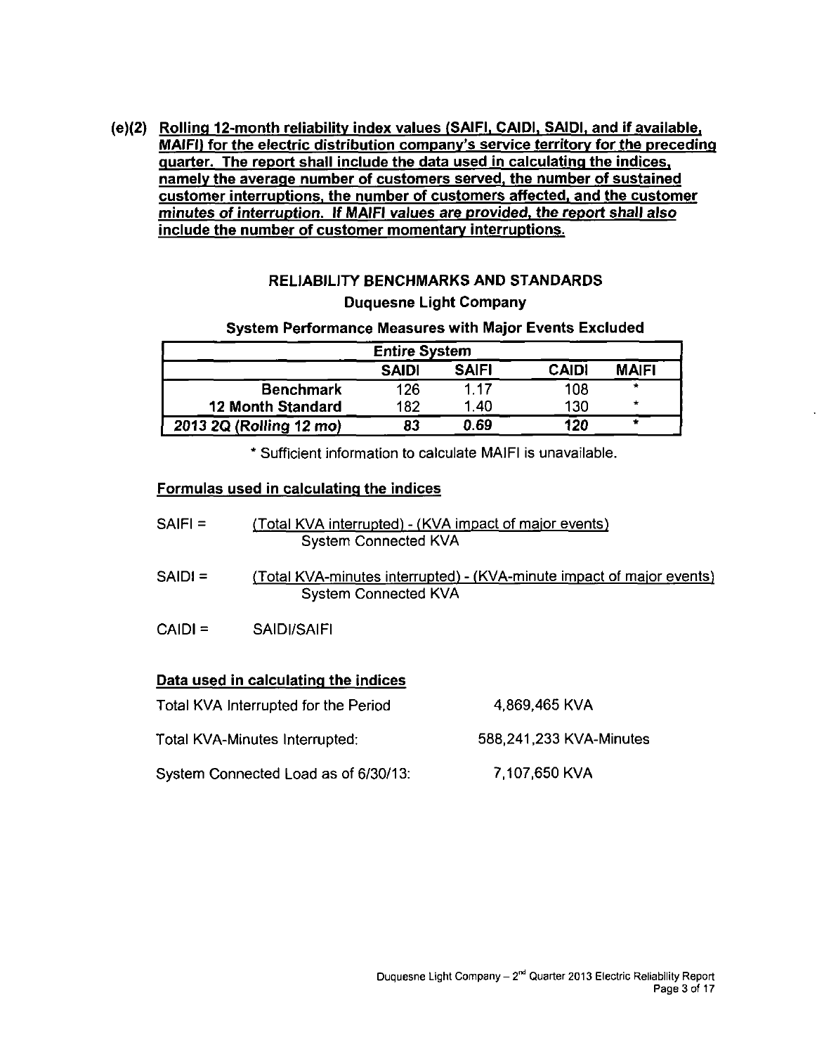**(e)(2) <u>Rolling 12-month reliability index values (SAIFI, CAIDI, SAIDI, and if available, MAIFI) for the electric distribution company's service territory for the preceding quarter. The report shall include the data used in calculating the indices, namely the average number of customers served, the number of sustained customer interruptions, the number of customers affected, and the customer minutes of interruption. *If MAIFI values are provided, the report shall also* include the number of customer momentary interruptions.</u>**

**RELIABILITY BENCHMARKS AND STANDARDS**

**Duquesne Light Company**

**System Performance Measures with Major Events Excluded**

| Entire System | | | | |
|---|---|---|---|---|
| | **SAIDI** | **SAIFI** | **CAIDI** | **MAIFI** |
| **Benchmark** | 126 | 1.17 | 108 | * |
| **12 Month Standard** | 182 | 1.40 | 130 | * |
| ***2013 2Q (Rolling 12 mo)*** | ***83*** | ***0.69*** | ***120*** | * |

\* Sufficient information to calculate MAIFI is unavailable.

**<u>Formulas used in calculating the indices</u>**

$$SAIFI = \frac{\text{(Total KVA interrupted) - (KVA impact of major events)}}{\text{System Connected KVA}}$$

$$SAIDI = \frac{\text{(Total KVA-minutes interrupted) - (KVA-minute impact of major events)}}{\text{System Connected KVA}}$$

$$CAIDI = SAIDI/SAIFI$$

**<u>Data used in calculating the indices</u>**

| | |
|---|---|
| Total KVA Interrupted for the Period | 4,869,465 KVA |
| Total KVA-Minutes Interrupted: | 588,241,233 KVA-Minutes |
| System Connected Load as of 6/30/13: | 7,107,650 KVA |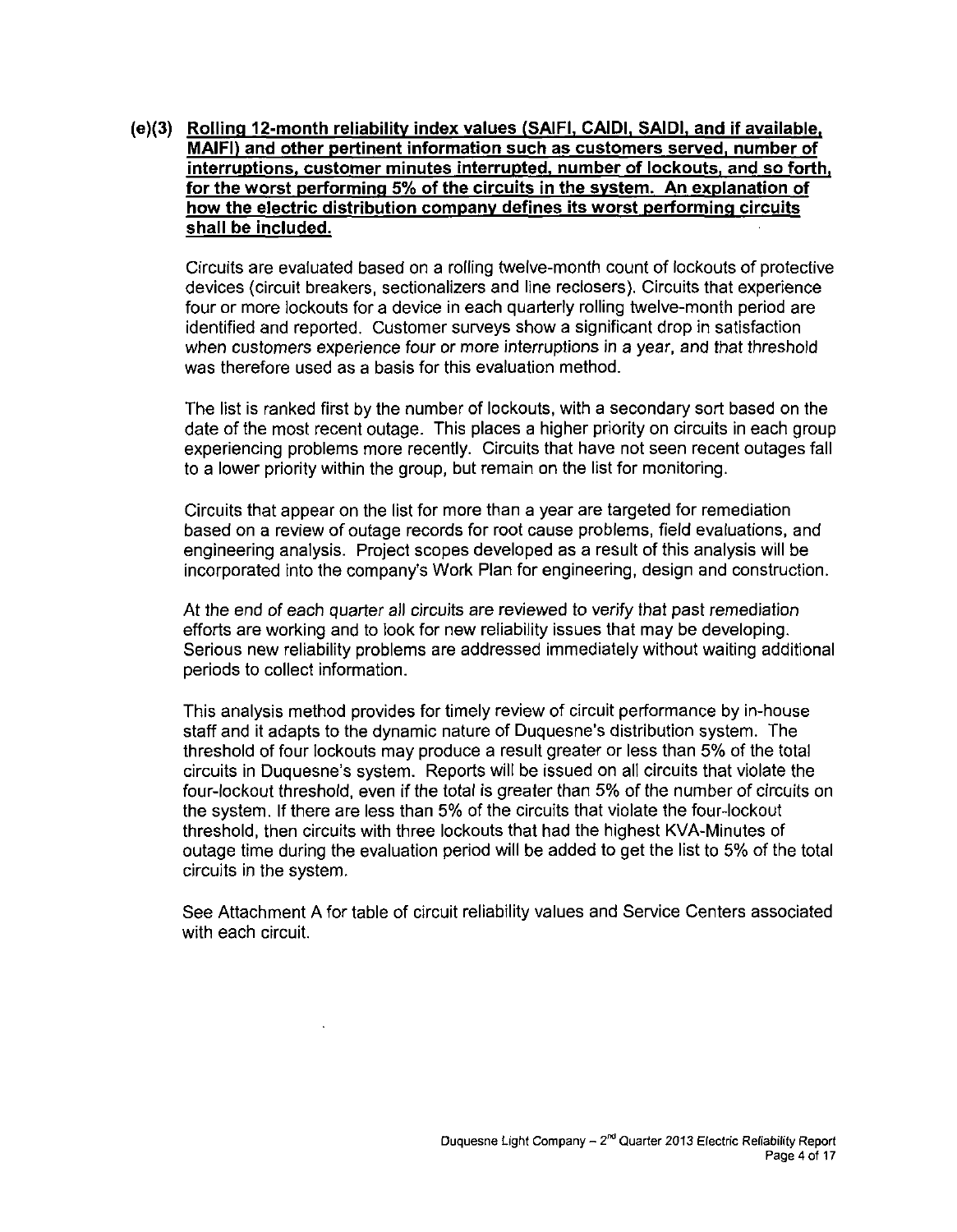**(e)(3) Rolling 12-month reliability index values (SAIFI, CAIDI, SAIDI, and if available, MAIFI) and other pertinent information such as customers served, number of interruptions, customer minutes interrupted, number of lockouts, and so forth, for the worst performing 5% of the circuits in the system. An explanation of how the electric distribution company defines its worst performing circuits shall be included.**

Circuits are evaluated based on a rolling twelve-month count of lockouts of protective devices (circuit breakers, sectionalizers and line reclosers). Circuits that experience four or more lockouts for a device in each quarterly rolling twelve-month period are identified and reported. Customer surveys show a significant drop in satisfaction when customers experience four or more interruptions in a year, and that threshold was therefore used as a basis for this evaluation method.

The list is ranked first by the number of lockouts, with a secondary sort based on the date of the most recent outage. This places a higher priority on circuits in each group experiencing problems more recently. Circuits that have not seen recent outages fall to a lower priority within the group, but remain on the list for monitoring.

Circuits that appear on the list for more than a year are targeted for remediation based on a review of outage records for root cause problems, field evaluations, and engineering analysis. Project scopes developed as a result of this analysis will be incorporated into the company's Work Plan for engineering, design and construction.

At the end of each quarter all circuits are reviewed to verify that past remediation efforts are working and to look for new reliability issues that may be developing. Serious new reliability problems are addressed immediately without waiting additional periods to collect information.

This analysis method provides for timely review of circuit performance by in-house staff and it adapts to the dynamic nature of Duquesne's distribution system. The threshold of four lockouts may produce a result greater or less than 5% of the total circuits in Duquesne's system. Reports will be issued on all circuits that violate the four-lockout threshold, even if the total is greater than 5% of the number of circuits on the system. If there are less than 5% of the circuits that violate the four-lockout threshold, then circuits with three lockouts that had the highest KVA-Minutes of outage time during the evaluation period will be added to get the list to 5% of the total circuits in the system.

See Attachment A for table of circuit reliability values and Service Centers associated with each circuit.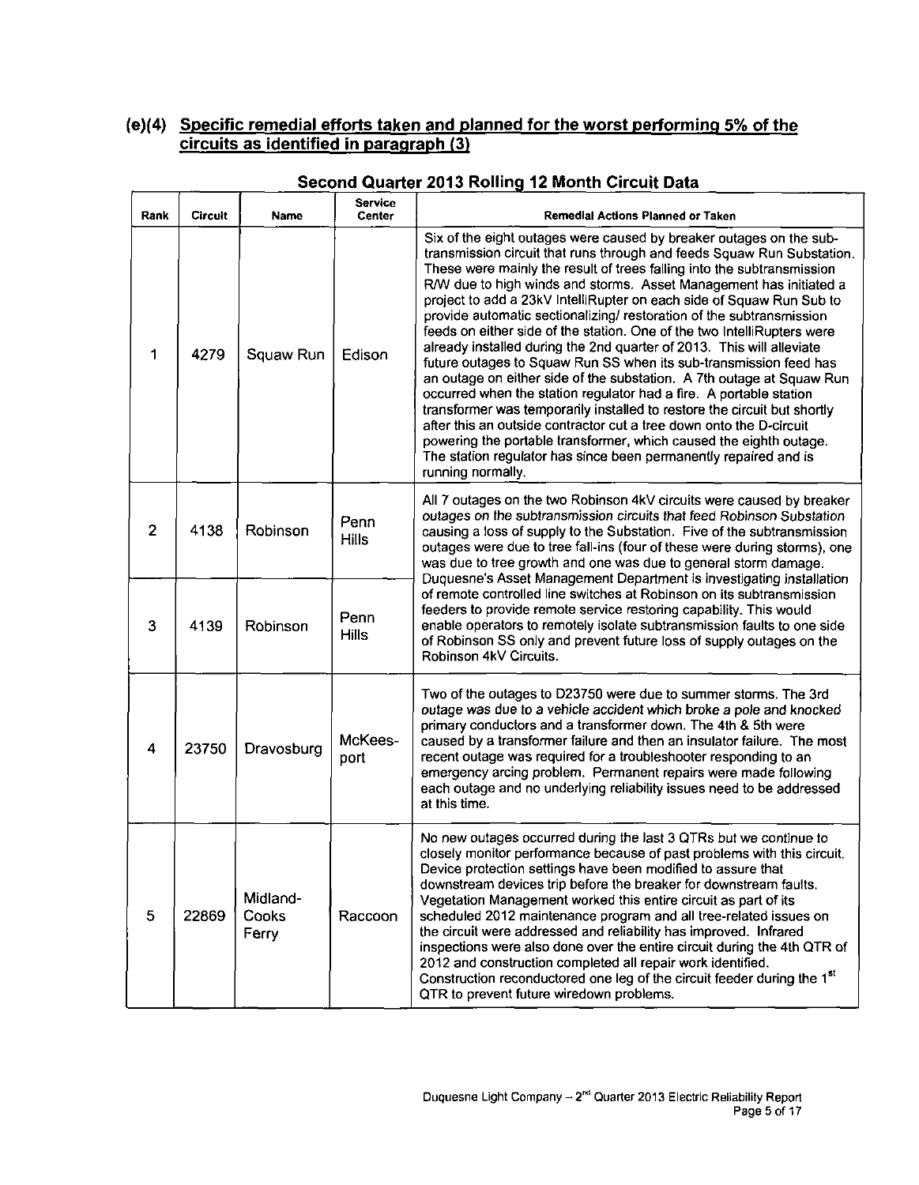## (e)(4) Specific remedial efforts taken and planned for the worst performing 5% of the circuits as identified in paragraph (3)

### Second Quarter 2013 Rolling 12 Month Circuit Data

| Rank | Circuit | Name | Service Center | Remedial Actions Planned or Taken |
|---|---|---|---|---|
| 1 | 4279 | Squaw Run | Edison | Six of the eight outages were caused by breaker outages on the sub-transmission circuit that runs through and feeds Squaw Run Substation. These were mainly the result of trees falling into the subtransmission R/W due to high winds and storms. Asset Management has initiated a project to add a 23kV IntelliRupter on each side of Squaw Run Sub to provide automatic sectionalizing/ restoration of the subtransmission feeds on either side of the station. One of the two IntelliRupters were already installed during the 2nd quarter of 2013. This will alleviate future outages to Squaw Run SS when its sub-transmission feed has an outage on either side of the substation. A 7th outage at Squaw Run occurred when the station regulator had a fire. A portable station transformer was temporarily installed to restore the circuit but shortly after this an outside contractor cut a tree down onto the D-circuit powering the portable transformer, which caused the eighth outage. The station regulator has since been permanently repaired and is running normally. |
| 2 | 4138 | Robinson | Penn Hills | All 7 outages on the two Robinson 4kV circuits were caused by breaker outages on the subtransmission circuits that feed Robinson Substation causing a loss of supply to the Substation. Five of the subtransmission outages were due to tree fall-ins (four of these were during storms), one was due to tree growth and one was due to general storm damage. Duquesne's Asset Management Department is investigating installation of remote controlled line switches at Robinson on its subtransmission feeders to provide remote service restoring capability. This would enable operators to remotely isolate subtransmission faults to one side of Robinson SS only and prevent future loss of supply outages on the Robinson 4kV Circuits. |
| 3 | 4139 | Robinson | Penn Hills | |
| 4 | 23750 | Dravosburg | McKees-port | Two of the outages to D23750 were due to summer storms. The 3rd outage was due to a vehicle accident which broke a pole and knocked primary conductors and a transformer down. The 4th & 5th were caused by a transformer failure and then an insulator failure. The most recent outage was required for a troubleshooter responding to an emergency arcing problem. Permanent repairs were made following each outage and no underlying reliability issues need to be addressed at this time. |
| 5 | 22869 | Midland-Cooks Ferry | Raccoon | No new outages occurred during the last 3 QTRs but we continue to closely monitor performance because of past problems with this circuit. Device protection settings have been modified to assure that downstream devices trip before the breaker for downstream faults. Vegetation Management worked this entire circuit as part of its scheduled 2012 maintenance program and all tree-related issues on the circuit were addressed and reliability has improved. Infrared inspections were also done over the entire circuit during the 4th QTR of 2012 and construction completed all repair work identified. Construction reconductored one leg of the circuit feeder during the 1st QTR to prevent future wiredown problems. |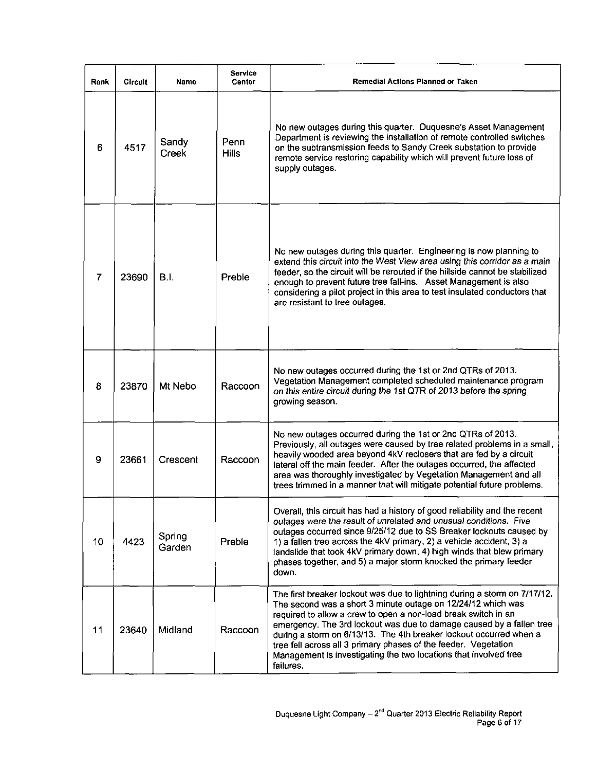| Rank | Circuit | Name | Service Center | Remedial Actions Planned or Taken |
|---|---|---|---|---|
| 6 | 4517 | Sandy Creek | Penn Hills | No new outages during this quarter. Duquesne's Asset Management Department is reviewing the installation of remote controlled switches on the subtransmission feeds to Sandy Creek substation to provide remote service restoring capability which will prevent future loss of supply outages. |
| 7 | 23690 | B.I. | Preble | No new outages during this quarter. Engineering is now planning to extend this circuit into the West View area using this corridor as a main feeder, so the circuit will be rerouted if the hillside cannot be stabilized enough to prevent future tree fall-ins. Asset Management is also considering a pilot project in this area to test insulated conductors that are resistant to tree outages. |
| 8 | 23870 | Mt Nebo | Raccoon | No new outages occurred during the 1st or 2nd QTRs of 2013. Vegetation Management completed scheduled maintenance program on this entire circuit during the 1st QTR of 2013 before the spring growing season. |
| 9 | 23661 | Crescent | Raccoon | No new outages occurred during the 1st or 2nd QTRs of 2013. Previously, all outages were caused by tree related problems in a small, heavily wooded area beyond 4kV reclosers that are fed by a circuit lateral off the main feeder. After the outages occurred, the affected area was thoroughly investigated by Vegetation Management and all trees trimmed in a manner that will mitigate potential future problems. |
| 10 | 4423 | Spring Garden | Preble | Overall, this circuit has had a history of good reliability and the recent outages were the result of unrelated and unusual conditions. Five outages occurred since 9/25/12 due to SS Breaker lockouts caused by 1) a fallen tree across the 4kV primary, 2) a vehicle accident, 3) a landslide that took 4kV primary down, 4) high winds that blew primary phases together, and 5) a major storm knocked the primary feeder down. |
| 11 | 23640 | Midland | Raccoon | The first breaker lockout was due to lightning during a storm on 7/17/12. The second was a short 3 minute outage on 12/24/12 which was required to allow a crew to open a non-load break switch in an emergency. The 3rd lockout was due to damage caused by a fallen tree during a storm on 6/13/13. The 4th breaker lockout occurred when a tree fell across all 3 primary phases of the feeder. Vegetation Management is investigating the two locations that involved tree failures. |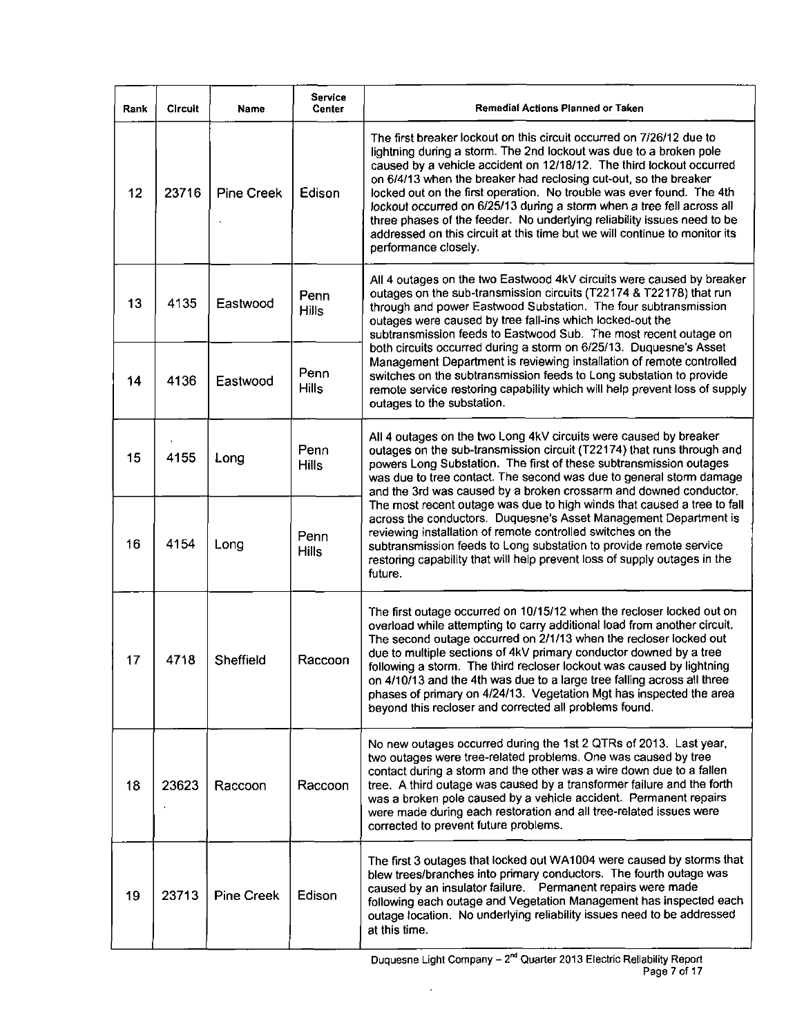| Rank | Circuit | Name | Service Center | Remedial Actions Planned or Taken |
|---|---|---|---|---|
| 12 | 23716 | Pine Creek | Edison | The first breaker lockout on this circuit occurred on 7/26/12 due to lightning during a storm. The 2nd lockout was due to a broken pole caused by a vehicle accident on 12/18/12. The third lockout occurred on 6/4/13 when the breaker had reclosing cut-out, so the breaker locked out on the first operation. No trouble was ever found. The 4th lockout occurred on 6/25/13 during a storm when a tree fell across all three phases of the feeder. No underlying reliability issues need to be addressed on this circuit at this time but we will continue to monitor its performance closely. |
| 13 | 4135 | Eastwood | Penn Hills | All 4 outages on the two Eastwood 4kV circuits were caused by breaker outages on the sub-transmission circuits (T22174 & T22178) that run through and power Eastwood Substation. The four subtransmission outages were caused by tree fall-ins which locked-out the subtransmission feeds to Eastwood Sub. The most recent outage on both circuits occurred during a storm on 6/25/13. Duquesne's Asset Management Department is reviewing installation of remote controlled switches on the subtransmission feeds to Long substation to provide remote service restoring capability which will help prevent loss of supply outages to the substation. |
| 14 | 4136 | Eastwood | Penn Hills | |
| 15 | 4155 | Long | Penn Hills | All 4 outages on the two Long 4kV circuits were caused by breaker outages on the sub-transmission circuit (T22174) that runs through and powers Long Substation. The first of these subtransmission outages was due to tree contact. The second was due to general storm damage and the 3rd was caused by a broken crossarm and downed conductor. The most recent outage was due to high winds that caused a tree to fall across the conductors. Duquesne's Asset Management Department is reviewing installation of remote controlled switches on the subtransmission feeds to Long substation to provide remote service restoring capability that will help prevent loss of supply outages in the future. |
| 16 | 4154 | Long | Penn Hills | |
| 17 | 4718 | Sheffield | Raccoon | The first outage occurred on 10/15/12 when the recloser locked out on overload while attempting to carry additional load from another circuit. The second outage occurred on 2/1/13 when the recloser locked out due to multiple sections of 4kV primary conductor downed by a tree following a storm. The third recloser lockout was caused by lightning on 4/10/13 and the 4th was due to a large tree falling across all three phases of primary on 4/24/13. Vegetation Mgt has inspected the area beyond this recloser and corrected all problems found. |
| 18 | 23623 | Raccoon | Raccoon | No new outages occurred during the 1st 2 QTRs of 2013. Last year, two outages were tree-related problems. One was caused by tree contact during a storm and the other was a wire down due to a fallen tree. A third outage was caused by a transformer failure and the forth was a broken pole caused by a vehicle accident. Permanent repairs were made during each restoration and all tree-related issues were corrected to prevent future problems. |
| 19 | 23713 | Pine Creek | Edison | The first 3 outages that locked out WA1004 were caused by storms that blew trees/branches into primary conductors. The fourth outage was caused by an insulator failure. Permanent repairs were made following each outage and Vegetation Management has inspected each outage location. No underlying reliability issues need to be addressed at this time. |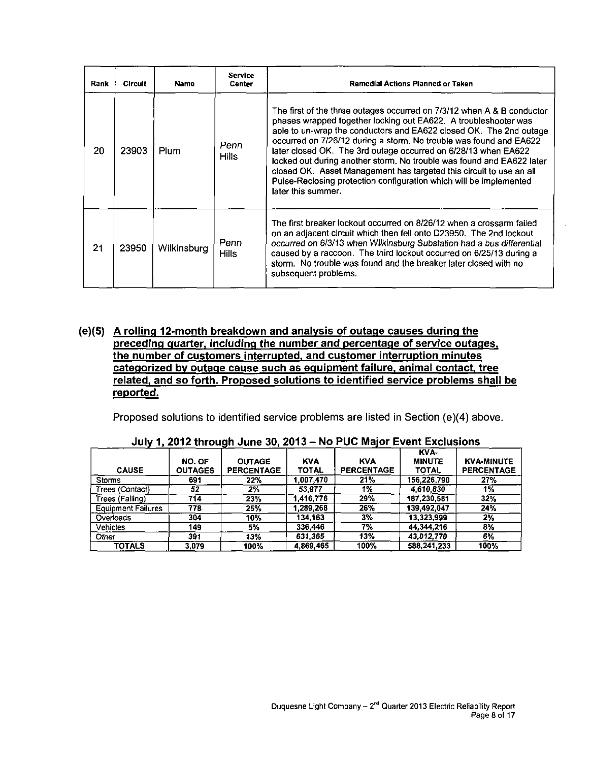| Rank | Circuit | Name | Service Center | Remedial Actions Planned or Taken |
|---|---|---|---|---|
| 20 | 23903 | Plum | Penn Hills | The first of the three outages occurred on 7/3/12 when A & B conductor phases wrapped together locking out EA622. A troubleshooter was able to un-wrap the conductors and EA622 closed OK. The 2nd outage occurred on 7/26/12 during a storm. No trouble was found and EA622 later closed OK. The 3rd outage occurred on 6/28/13 when EA622 locked out during another storm. No trouble was found and EA622 later closed OK. Asset Management has targeted this circuit to use an all Pulse-Reclosing protection configuration which will be implemented later this summer. |
| 21 | 23950 | Wilkinsburg | Penn Hills | The first breaker lockout occurred on 8/26/12 when a crossarm failed on an adjacent circuit which then fell onto D23950. The 2nd lockout *occurred on 6/3/13 when Wilkinsburg Substation had a bus differential* caused by a raccoon. The third lockout occurred on 6/25/13 during a storm. No trouble was found and the breaker later closed with no subsequent problems. |

**(e)(5) <u>A rolling 12-month breakdown and analysis of outage causes during the preceding quarter, including the number and percentage of service outages, the number of customers interrupted, and customer interruption minutes categorized by outage cause such as equipment failure, animal contact, tree related, and so forth. Proposed solutions to identified service problems shall be reported.</u>**

Proposed solutions to identified service problems are listed in Section (e)(4) above.

**July 1, 2012 through June 30, 2013 – No PUC Major Event Exclusions**

| CAUSE | NO. OF OUTAGES | OUTAGE PERCENTAGE | KVA TOTAL | KVA PERCENTAGE | KVA-MINUTE TOTAL | KVA-MINUTE PERCENTAGE |
|---|---|---|---|---|---|---|
| Storms | 691 | 22% | 1,007,470 | 21% | 156,226,790 | 27% |
| Trees (Contact) | 52 | 2% | 53,977 | 1% | 4,610,830 | 1% |
| Trees (Falling) | 714 | 23% | 1,416,776 | 29% | 187,230,581 | 32% |
| Equipment Failures | 778 | 25% | 1,289,268 | 26% | 139,492,047 | 24% |
| Overloads | 304 | 10% | 134,163 | 3% | 13,323,999 | 2% |
| Vehicles | 149 | 5% | 336,446 | 7% | 44,344,216 | 8% |
| Other | 391 | 13% | 631,365 | 13% | 43,012,770 | 6% |
| TOTALS | 3,079 | 100% | 4,869,465 | 100% | 588,241,233 | 100% |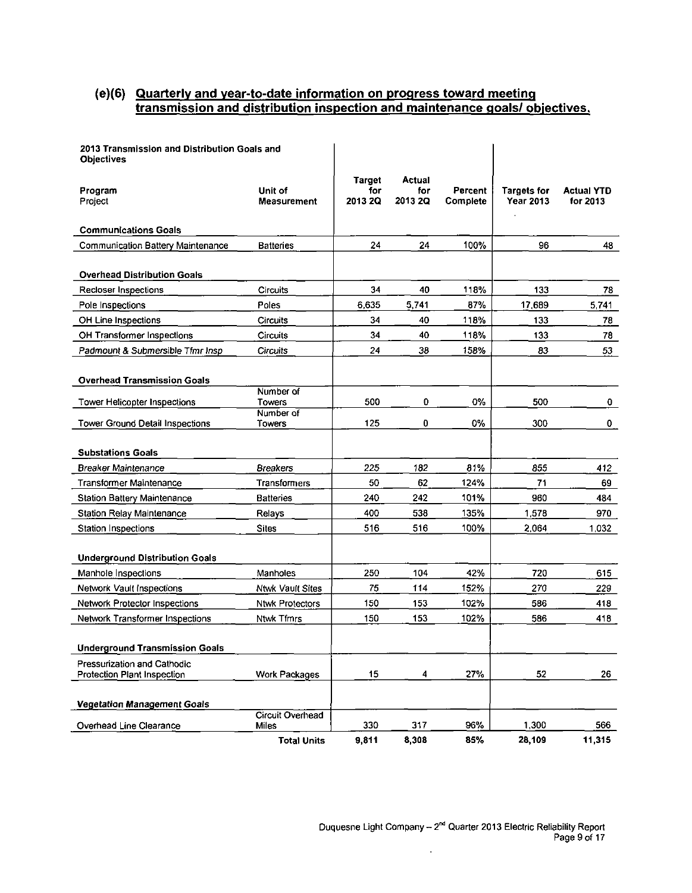## (e)(6) Quarterly and year-to-date information on progress toward meeting transmission and distribution inspection and maintenance goals/ objectives.

| 2013 Transmission and Distribution Goals and Objectives<br><br>Program<br>Project | Unit of Measurement | Target for 2013 2Q | Actual for 2013 2Q | Percent Complete | Targets for Year 2013 | Actual YTD for 2013 |
|---|---|---|---|---|---|---|
| **Communications Goals** | | | | | | |
| Communication Battery Maintenance | Batteries | 24 | 24 | 100% | 96 | 48 |
| **Overhead Distribution Goals** | | | | | | |
| Recloser Inspections | Circuits | 34 | 40 | 118% | 133 | 78 |
| Pole Inspections | Poles | 6,635 | 5,741 | 87% | 17,689 | 5,741 |
| OH Line Inspections | Circuits | 34 | 40 | 118% | 133 | 78 |
| OH Transformer Inspections | Circuits | 34 | 40 | 118% | 133 | 78 |
| *Padmount & Submersible Tfmr Insp* | *Circuits* | *24* | *38* | *158%* | *83* | *53* |
| **Overhead Transmission Goals** | | | | | | |
| Tower Helicopter Inspections | Number of Towers | 500 | 0 | 0% | 500 | 0 |
| Tower Ground Detail Inspections | Number of Towers | 125 | 0 | 0% | 300 | 0 |
| **Substations Goals** | | | | | | |
| *Breaker Maintenance* | *Breakers* | *225* | *182* | *81%* | *855* | *412* |
| Transformer Maintenance | Transformers | 50 | 62 | 124% | 71 | 69 |
| Station Battery Maintenance | Batteries | 240 | 242 | 101% | 960 | 484 |
| Station Relay Maintenance | Relays | 400 | 538 | 135% | 1,578 | 970 |
| Station Inspections | Sites | 516 | 516 | 100% | 2,064 | 1,032 |
| **Underground Distribution Goals** | | | | | | |
| Manhole Inspections | Manholes | 250 | 104 | 42% | 720 | 615 |
| Network Vault Inspections | Ntwk Vault Sites | 75 | 114 | 152% | 270 | 229 |
| Network Protector Inspections | Ntwk Protectors | 150 | 153 | 102% | 586 | 418 |
| Network Transformer Inspections | Ntwk Tfmrs | 150 | 153 | 102% | 586 | 418 |
| **Underground Transmission Goals** | | | | | | |
| Pressurization and Cathodic Protection Plant Inspection | Work Packages | 15 | 4 | 27% | 52 | 26 |
| ***Vegetation Management Goals*** | | | | | | |
| Overhead Line Clearance | Circuit Overhead Miles | 330 | 317 | 96% | 1,300 | 566 |
| | **Total Units** | **9,811** | **8,308** | **85%** | **28,109** | **11,315** |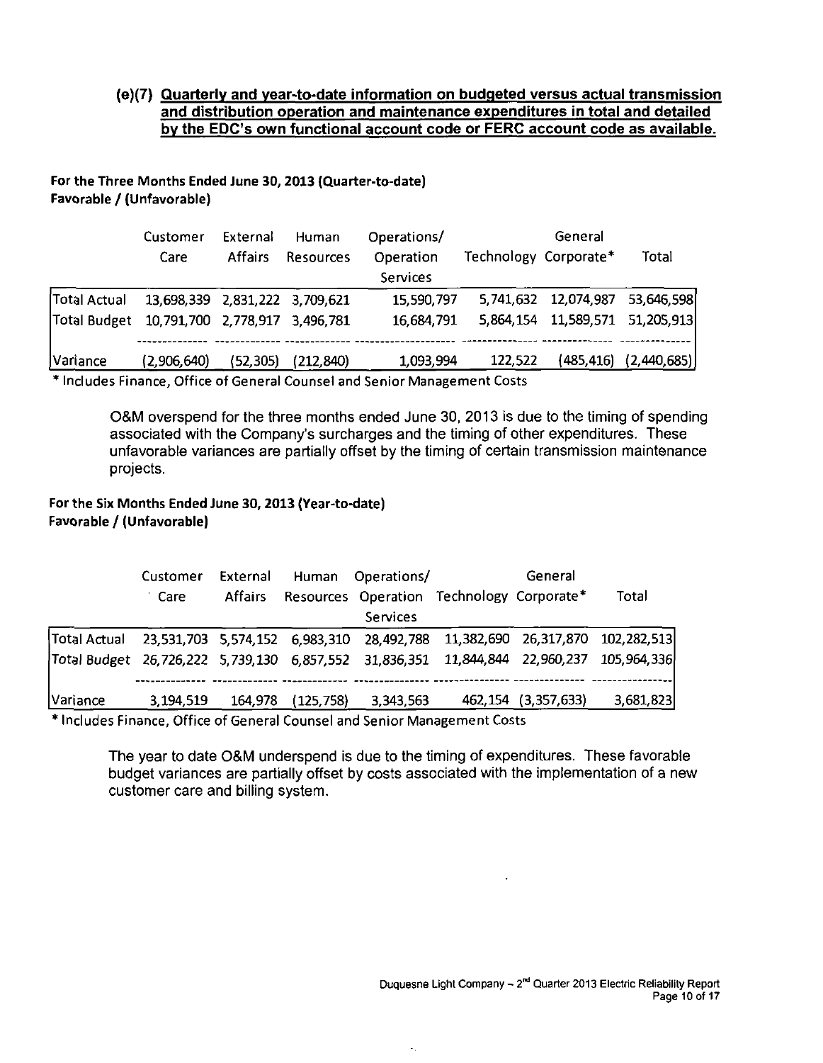## (e)(7) Quarterly and year-to-date information on budgeted versus actual transmission and distribution operation and maintenance expenditures in total and detailed by the EDC's own functional account code or FERC account code as available.

**For the Three Months Ended June 30, 2013 (Quarter-to-date)**
**Favorable / (Unfavorable)**

| | Customer Care | External Affairs | Human Resources | Operations/ Operation Services | Technology | General Corporate* | Total |
|---|---|---|---|---|---|---|---|
| Total Actual | 13,698,339 | 2,831,222 | 3,709,621 | 15,590,797 | 5,741,632 | 12,074,987 | 53,646,598 |
| Total Budget | 10,791,700 | 2,778,917 | 3,496,781 | 16,684,791 | 5,864,154 | 11,589,571 | 51,205,913 |
| Variance | (2,906,640) | (52,305) | (212,840) | 1,093,994 | 122,522 | (485,416) | (2,440,685) |

\* Includes Finance, Office of General Counsel and Senior Management Costs

O&M overspend for the three months ended June 30, 2013 is due to the timing of spending associated with the Company's surcharges and the timing of other expenditures. These unfavorable variances are partially offset by the timing of certain transmission maintenance projects.

**For the Six Months Ended June 30, 2013 (Year-to-date)**
**Favorable / (Unfavorable)**

| | Customer Care | External Affairs | Human Resources | Operations/ Operation Services | Technology | General Corporate* | Total |
|---|---|---|---|---|---|---|---|
| Total Actual | 23,531,703 | 5,574,152 | 6,983,310 | 28,492,788 | 11,382,690 | 26,317,870 | 102,282,513 |
| Total Budget | 26,726,222 | 5,739,130 | 6,857,552 | 31,836,351 | 11,844,844 | 22,960,237 | 105,964,336 |
| Variance | 3,194,519 | 164,978 | (125,758) | 3,343,563 | 462,154 | (3,357,633) | 3,681,823 |

\* Includes Finance, Office of General Counsel and Senior Management Costs

The year to date O&M underspend is due to the timing of expenditures. These favorable budget variances are partially offset by costs associated with the implementation of a new customer care and billing system.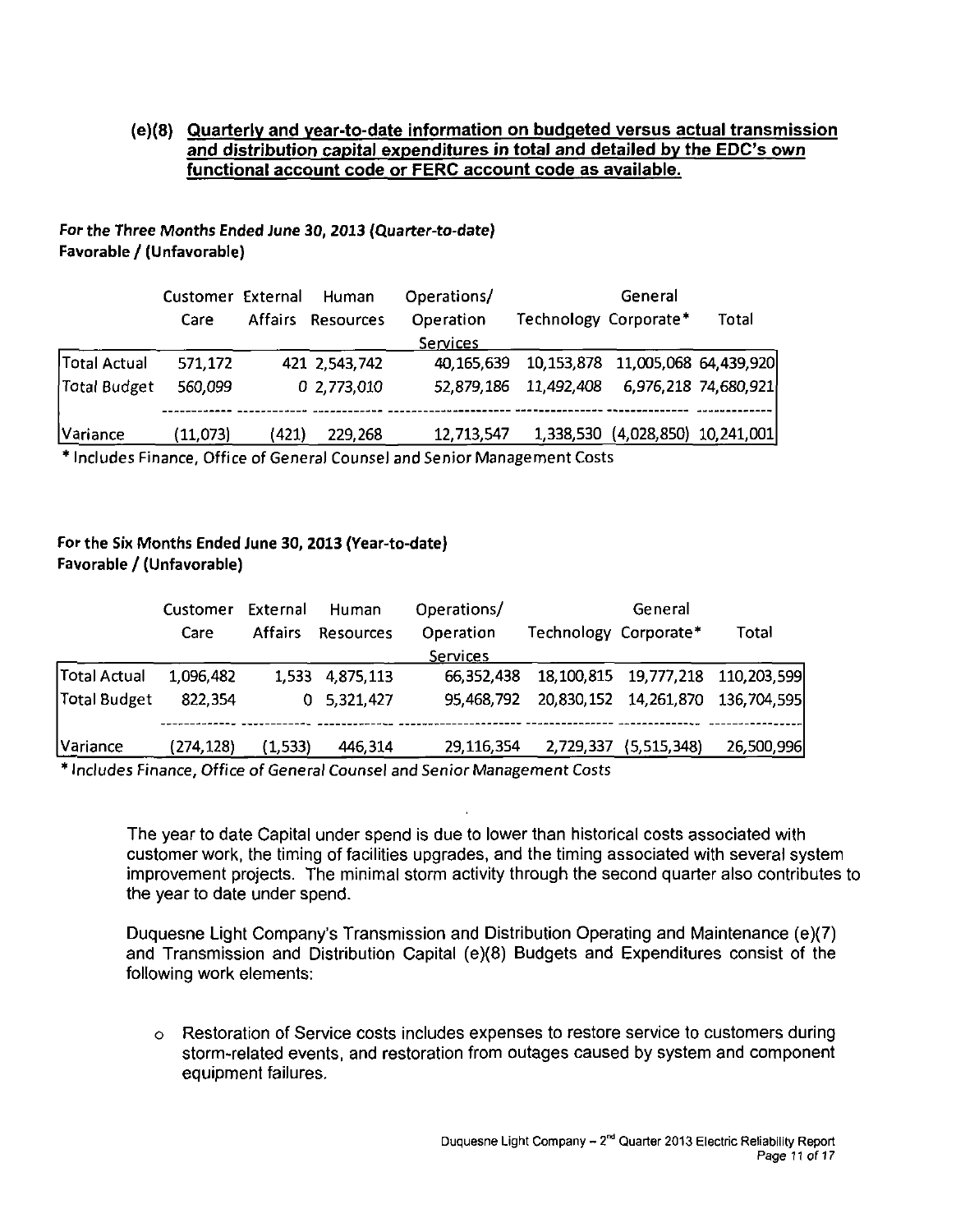### (e)(8) Quarterly and year-to-date information on budgeted versus actual transmission and distribution capital expenditures in total and detailed by the EDC's own functional account code or FERC account code as available.

**For the Three Months Ended June 30, 2013 (Quarter-to-date)**
**Favorable / (Unfavorable)**

| | Customer Care | External Affairs | Human Resources | Operations/ Operation Services | Technology | General Corporate* | Total |
|---|---|---|---|---|---|---|---|
| Total Actual | 571,172 | 421 | 2,543,742 | 40,165,639 | 10,153,878 | 11,005,068 | 64,439,920 |
| Total Budget | 560,099 | 0 | 2,773,010 | 52,879,186 | 11,492,408 | 6,976,218 | 74,680,921 |
| Variance | (11,073) | (421) | 229,268 | 12,713,547 | 1,338,530 | (4,028,850) | 10,241,001 |

\* Includes Finance, Office of General Counsel and Senior Management Costs

**For the Six Months Ended June 30, 2013 (Year-to-date)**
**Favorable / (Unfavorable)**

| | Customer Care | External Affairs | Human Resources | Operations/ Operation Services | Technology | General Corporate* | Total |
|---|---|---|---|---|---|---|---|
| Total Actual | 1,096,482 | 1,533 | 4,875,113 | 66,352,438 | 18,100,815 | 19,777,218 | 110,203,599 |
| Total Budget | 822,354 | 0 | 5,321,427 | 95,468,792 | 20,830,152 | 14,261,870 | 136,704,595 |
| Variance | (274,128) | (1,533) | 446,314 | 29,116,354 | 2,729,337 | (5,515,348) | 26,500,996 |

\* Includes Finance, Office of General Counsel and Senior Management Costs

The year to date Capital under spend is due to lower than historical costs associated with customer work, the timing of facilities upgrades, and the timing associated with several system improvement projects. The minimal storm activity through the second quarter also contributes to the year to date under spend.

Duquesne Light Company's Transmission and Distribution Operating and Maintenance (e)(7) and Transmission and Distribution Capital (e)(8) Budgets and Expenditures consist of the following work elements:

- Restoration of Service costs includes expenses to restore service to customers during storm-related events, and restoration from outages caused by system and component equipment failures.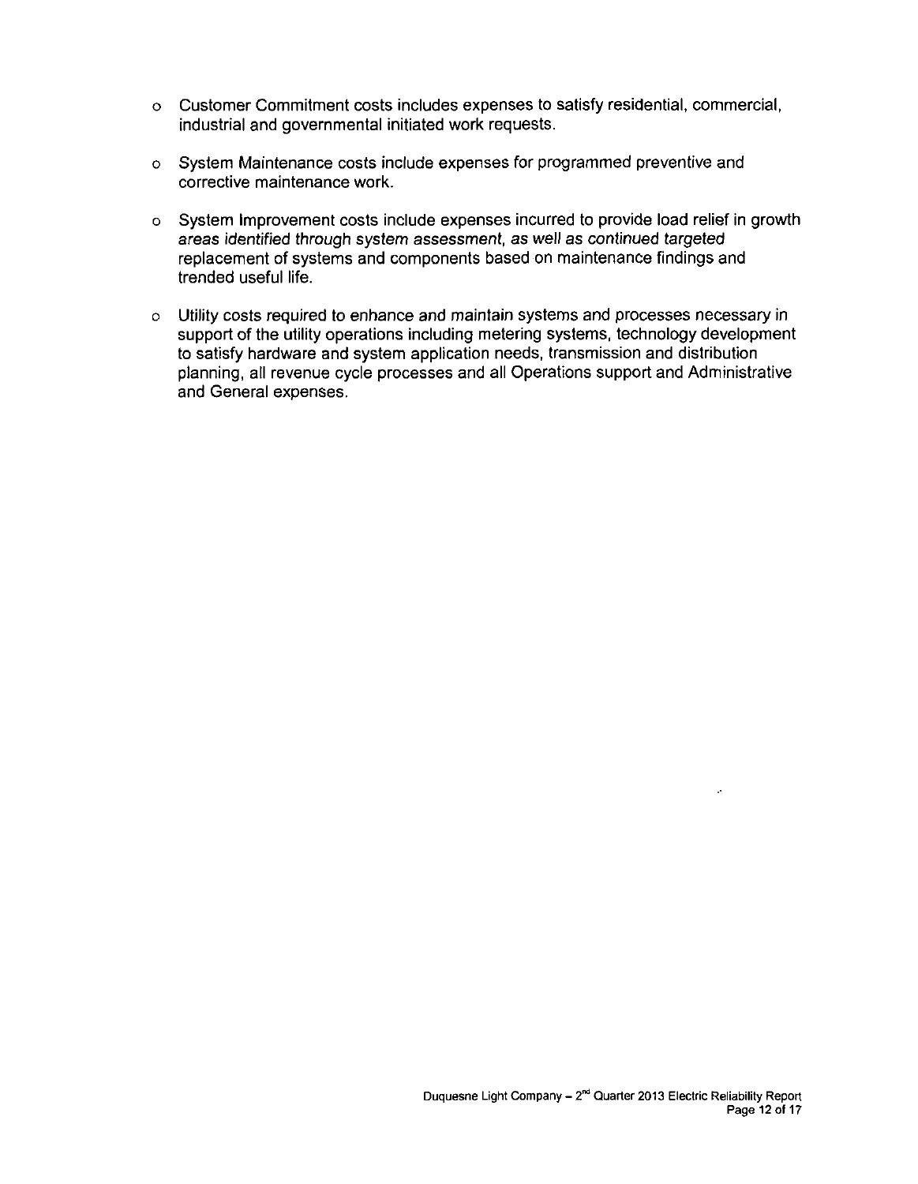- Customer Commitment costs includes expenses to satisfy residential, commercial, industrial and governmental initiated work requests.

- System Maintenance costs include expenses for programmed preventive and corrective maintenance work.

- System Improvement costs include expenses incurred to provide load relief in growth areas identified through system assessment, as well as continued targeted replacement of systems and components based on maintenance findings and trended useful life.

- Utility costs required to enhance and maintain systems and processes necessary in support of the utility operations including metering systems, technology development to satisfy hardware and system application needs, transmission and distribution planning, all revenue cycle processes and all Operations support and Administrative and General expenses.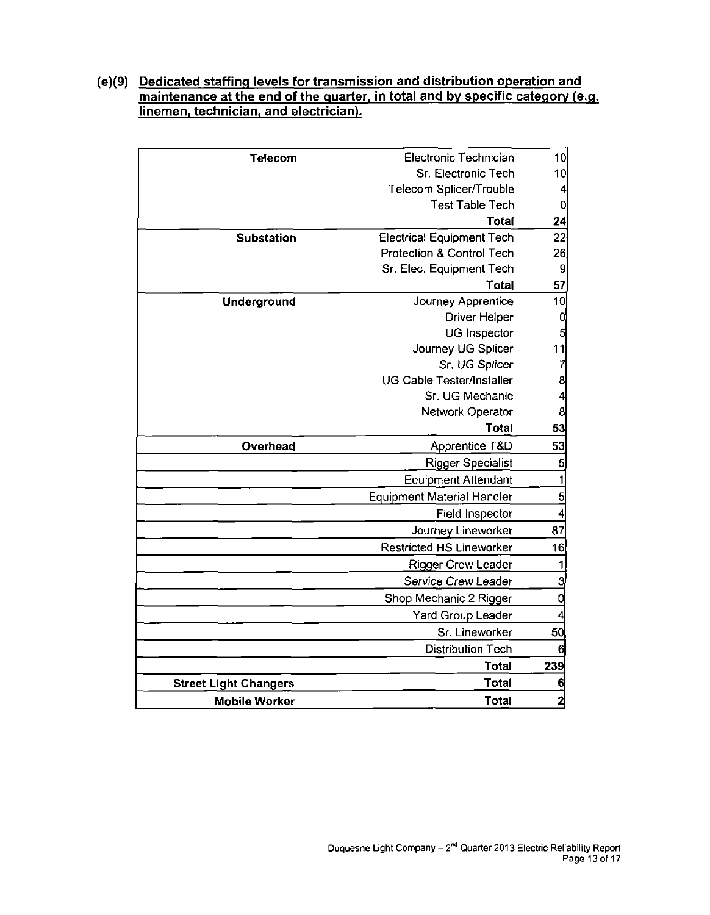**(e)(9) Dedicated staffing levels for transmission and distribution operation and maintenance at the end of the quarter, in total and by specific category (e.g. linemen, technician, and electrician).**

| Category | Position | Count |
|---|---|---|
| **Telecom** | Electronic Technician | 10 |
| | Sr. Electronic Tech | 10 |
| | Telecom Splicer/Trouble | 4 |
| | Test Table Tech | 0 |
| | **Total** | **24** |
| **Substation** | Electrical Equipment Tech | 22 |
| | Protection & Control Tech | 26 |
| | Sr. Elec. Equipment Tech | 9 |
| | **Total** | **57** |
| **Underground** | Journey Apprentice | 10 |
| | Driver Helper | 0 |
| | UG Inspector | 5 |
| | Journey UG Splicer | 11 |
| | *Sr. UG Splicer* | 7 |
| | UG Cable Tester/Installer | 8 |
| | Sr. UG Mechanic | 4 |
| | Network Operator | 8 |
| | **Total** | **53** |
| **Overhead** | Apprentice T&D | 53 |
| | Rigger Specialist | 5 |
| | Equipment Attendant | 1 |
| | Equipment Material Handler | 5 |
| | Field Inspector | 4 |
| | Journey Lineworker | 87 |
| | Restricted HS Lineworker | 16 |
| | Rigger Crew Leader | 1 |
| | *Service Crew Leader* | 3 |
| | Shop Mechanic 2 Rigger | 0 |
| | Yard Group Leader | 4 |
| | Sr. Lineworker | 50 |
| | Distribution Tech | 6 |
| | **Total** | **239** |
| **Street Light Changers** | **Total** | **6** |
| **Mobile Worker** | **Total** | **2** |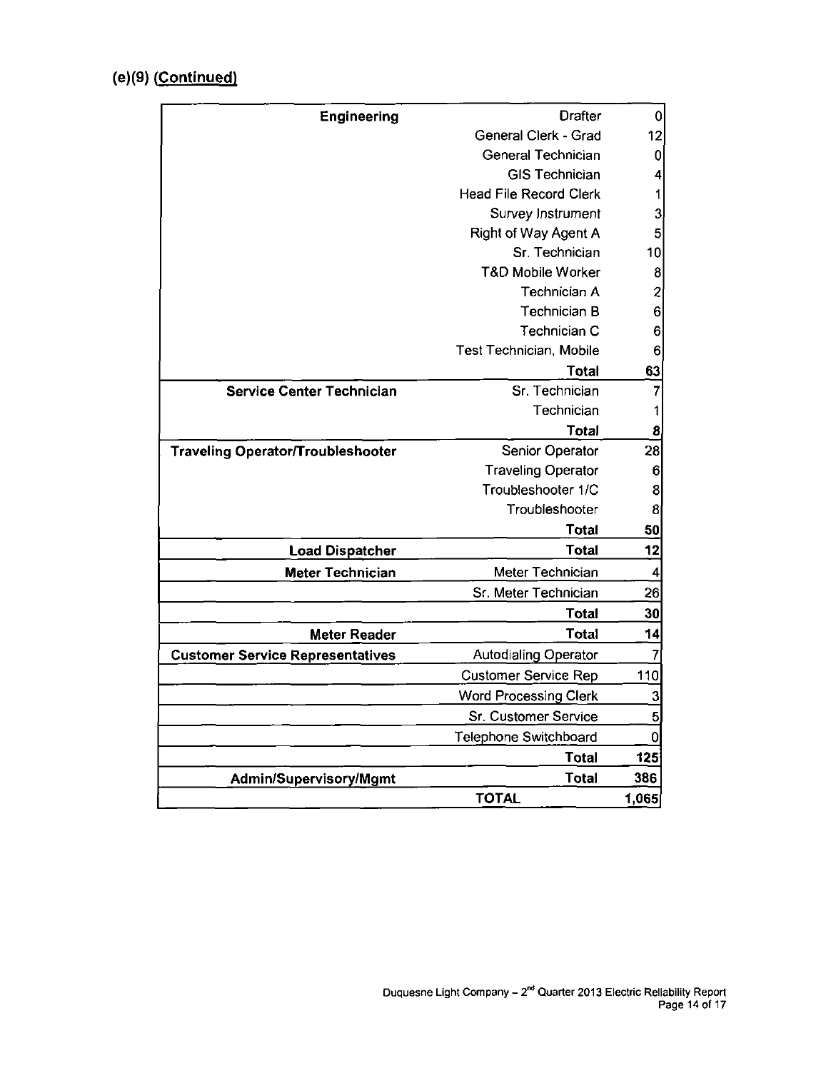## (e)(9) (Continued)

| | | |
|---|---|---|
| **Engineering** | Drafter | 0 |
| | General Clerk - Grad | 12 |
| | General Technician | 0 |
| | GIS Technician | 4 |
| | Head File Record Clerk | 1 |
| | Survey Instrument | 3 |
| | Right of Way Agent A | 5 |
| | Sr. Technician | 10 |
| | T&D Mobile Worker | 8 |
| | Technician A | 2 |
| | Technician B | 6 |
| | Technician C | 6 |
| | Test Technician, Mobile | 6 |
| | **Total** | **63** |
| **Service Center Technician** | Sr. Technician | 7 |
| | Technician | 1 |
| | **Total** | **8** |
| **Traveling Operator/Troubleshooter** | Senior Operator | 28 |
| | Traveling Operator | 6 |
| | Troubleshooter 1/C | 8 |
| | Troubleshooter | 8 |
| | **Total** | **50** |
| **Load Dispatcher** | **Total** | **12** |
| **Meter Technician** | Meter Technician | 4 |
| | Sr. Meter Technician | 26 |
| | **Total** | **30** |
| **Meter Reader** | **Total** | **14** |
| **Customer Service Representatives** | Autodialing Operator | 7 |
| | Customer Service Rep | 110 |
| | Word Processing Clerk | 3 |
| | Sr. Customer Service | 5 |
| | Telephone Switchboard | 0 |
| | **Total** | **125** |
| **Admin/Supervisory/Mgmt** | **Total** | **386** |
| | **TOTAL** | **1,065** |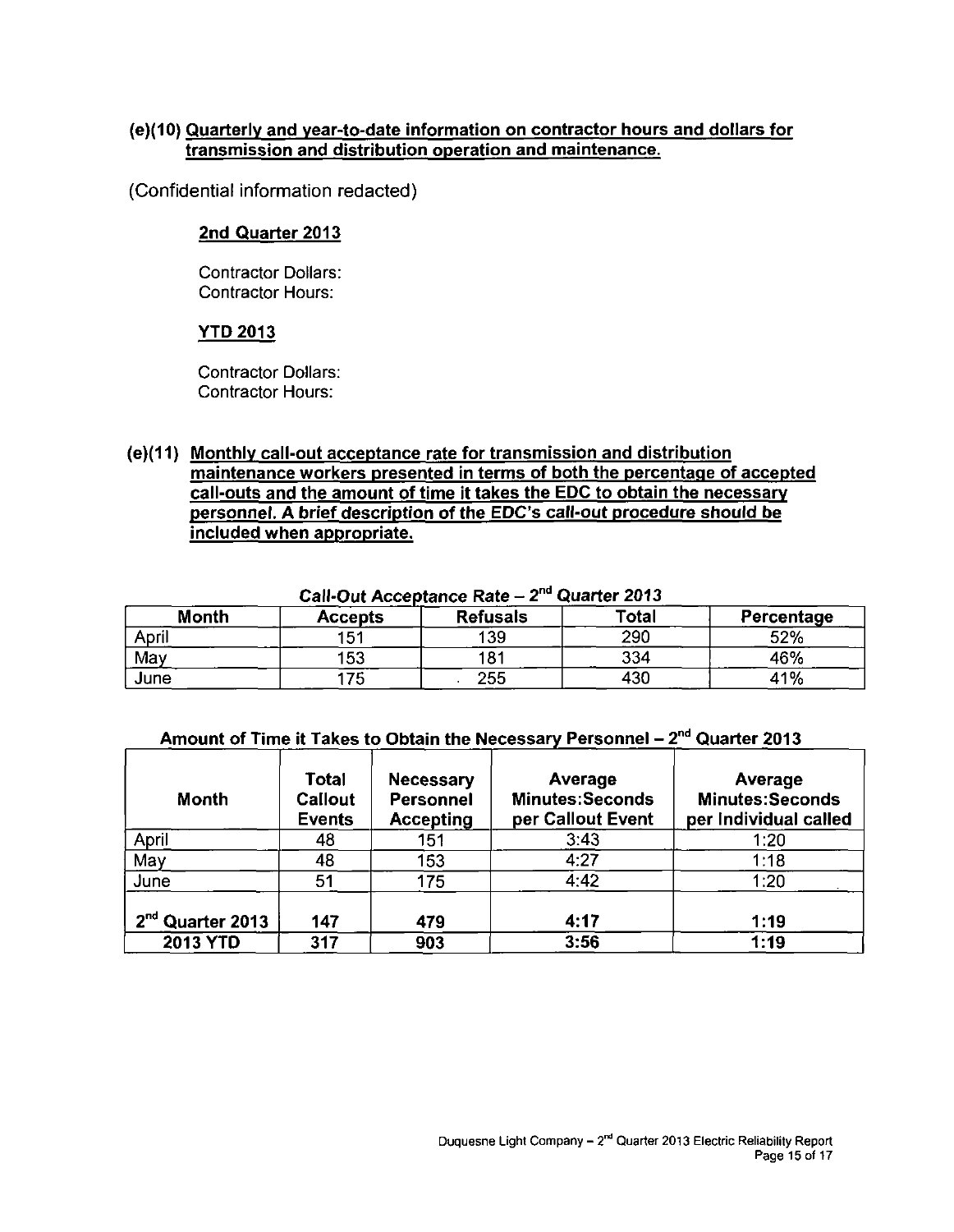**(e)(10) Quarterly and year-to-date information on contractor hours and dollars for transmission and distribution operation and maintenance.**

(Confidential information redacted)

**2nd Quarter 2013**

Contractor Dollars:
Contractor Hours:

**YTD 2013**

Contractor Dollars:
Contractor Hours:

**(e)(11) Monthly call-out acceptance rate for transmission and distribution maintenance workers presented in terms of both the percentage of accepted call-outs and the amount of time it takes the EDC to obtain the necessary personnel. *A brief description of the EDC's call-out procedure should be included when appropriate.***

**Call-Out Acceptance Rate – 2nd Quarter 2013**

| Month | Accepts | Refusals | Total | Percentage |
|---|---|---|---|---|
| April | 151 | 139 | 290 | 52% |
| May | 153 | 181 | 334 | 46% |
| June | 175 | 255 | 430 | 41% |

**Amount of Time it Takes to Obtain the Necessary Personnel – 2nd Quarter 2013**

| Month | Total Callout Events | Necessary Personnel Accepting | Average Minutes:Seconds per Callout Event | Average Minutes:Seconds per Individual called |
|---|---|---|---|---|
| April | 48 | 151 | 3:43 | 1:20 |
| May | 48 | 153 | 4:27 | 1:18 |
| June | 51 | 175 | 4:42 | 1:20 |
| **2nd Quarter 2013** | **147** | **479** | **4:17** | **1:19** |
| **2013 YTD** | **317** | **903** | **3:56** | **1:19** |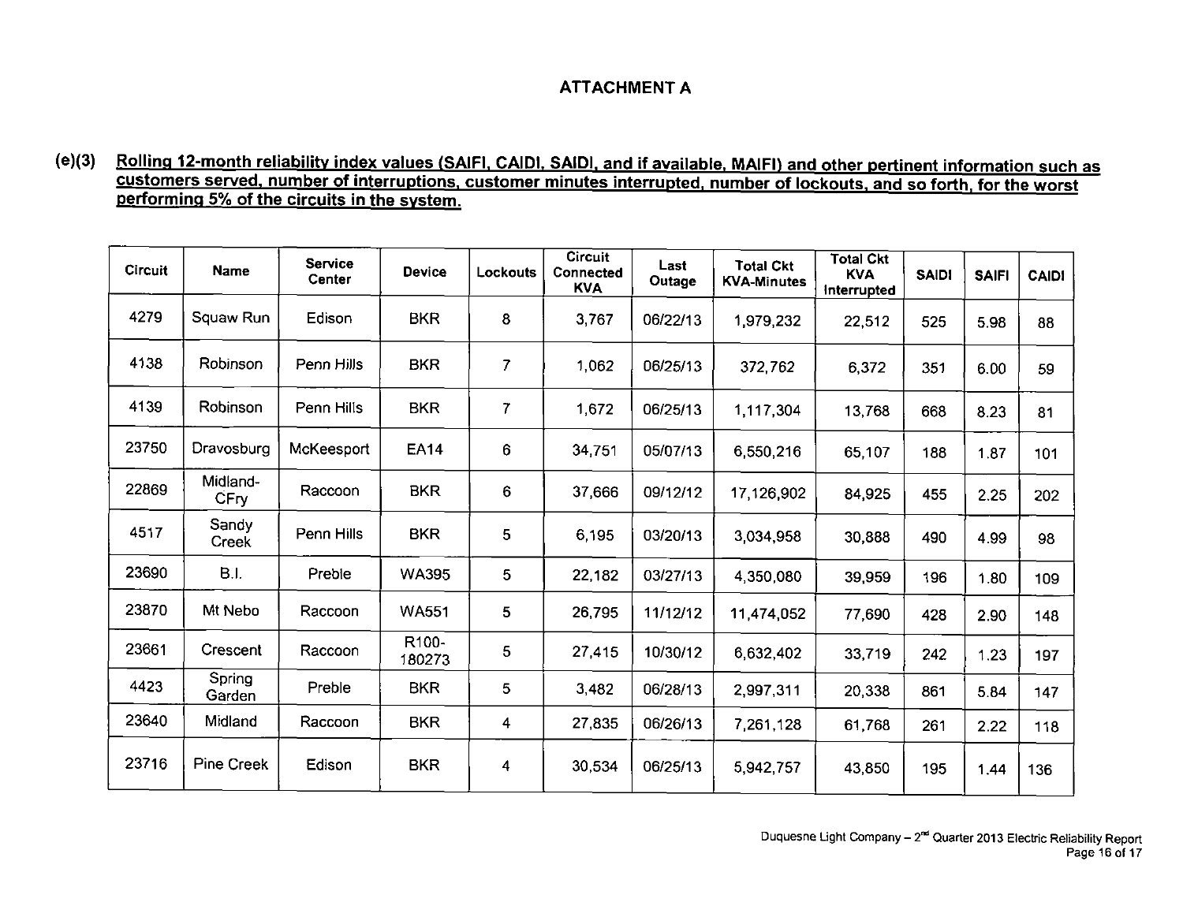# ATTACHMENT A

**(e)(3) Rolling 12-month reliability index values (SAIFI, CAIDI, SAIDI, and if available, MAIFI) and other pertinent information such as customers served, number of interruptions, customer minutes interrupted, number of lockouts, and so forth, for the worst performing 5% of the circuits in the system.**

| Circuit | Name | Service Center | Device | Lockouts | Circuit Connected KVA | Last Outage | Total Ckt KVA-Minutes | Total Ckt KVA Interrupted | SAIDI | SAIFI | CAIDI |
|---|---|---|---|---|---|---|---|---|---|---|---|
| 4279 | Squaw Run | Edison | BKR | 8 | 3,767 | 06/22/13 | 1,979,232 | 22,512 | 525 | 5.98 | 88 |
| 4138 | Robinson | Penn Hills | BKR | 7 | 1,062 | 06/25/13 | 372,762 | 6,372 | 351 | 6.00 | 59 |
| 4139 | Robinson | Penn Hills | BKR | 7 | 1,672 | 06/25/13 | 1,117,304 | 13,768 | 668 | 8.23 | 81 |
| 23750 | Dravosburg | McKeesport | EA14 | 6 | 34,751 | 05/07/13 | 6,550,216 | 65,107 | 188 | 1.87 | 101 |
| 22869 | Midland-CFry | Raccoon | BKR | 6 | 37,666 | 09/12/12 | 17,126,902 | 84,925 | 455 | 2.25 | 202 |
| 4517 | Sandy Creek | Penn Hills | BKR | 5 | 6,195 | 03/20/13 | 3,034,958 | 30,888 | 490 | 4.99 | 98 |
| 23690 | B.I. | Preble | WA395 | 5 | 22,182 | 03/27/13 | 4,350,080 | 39,959 | 196 | 1.80 | 109 |
| 23870 | Mt Nebo | Raccoon | WA551 | 5 | 26,795 | 11/12/12 | 11,474,052 | 77,690 | 428 | 2.90 | 148 |
| 23661 | Crescent | Raccoon | R100-180273 | 5 | 27,415 | 10/30/12 | 6,632,402 | 33,719 | 242 | 1.23 | 197 |
| 4423 | Spring Garden | Preble | BKR | 5 | 3,482 | 06/28/13 | 2,997,311 | 20,338 | 861 | 5.84 | 147 |
| 23640 | Midland | Raccoon | BKR | 4 | 27,835 | 06/26/13 | 7,261,128 | 61,768 | 261 | 2.22 | 118 |
| 23716 | Pine Creek | Edison | BKR | 4 | 30,534 | 06/25/13 | 5,942,757 | 43,850 | 195 | 1.44 | 136 |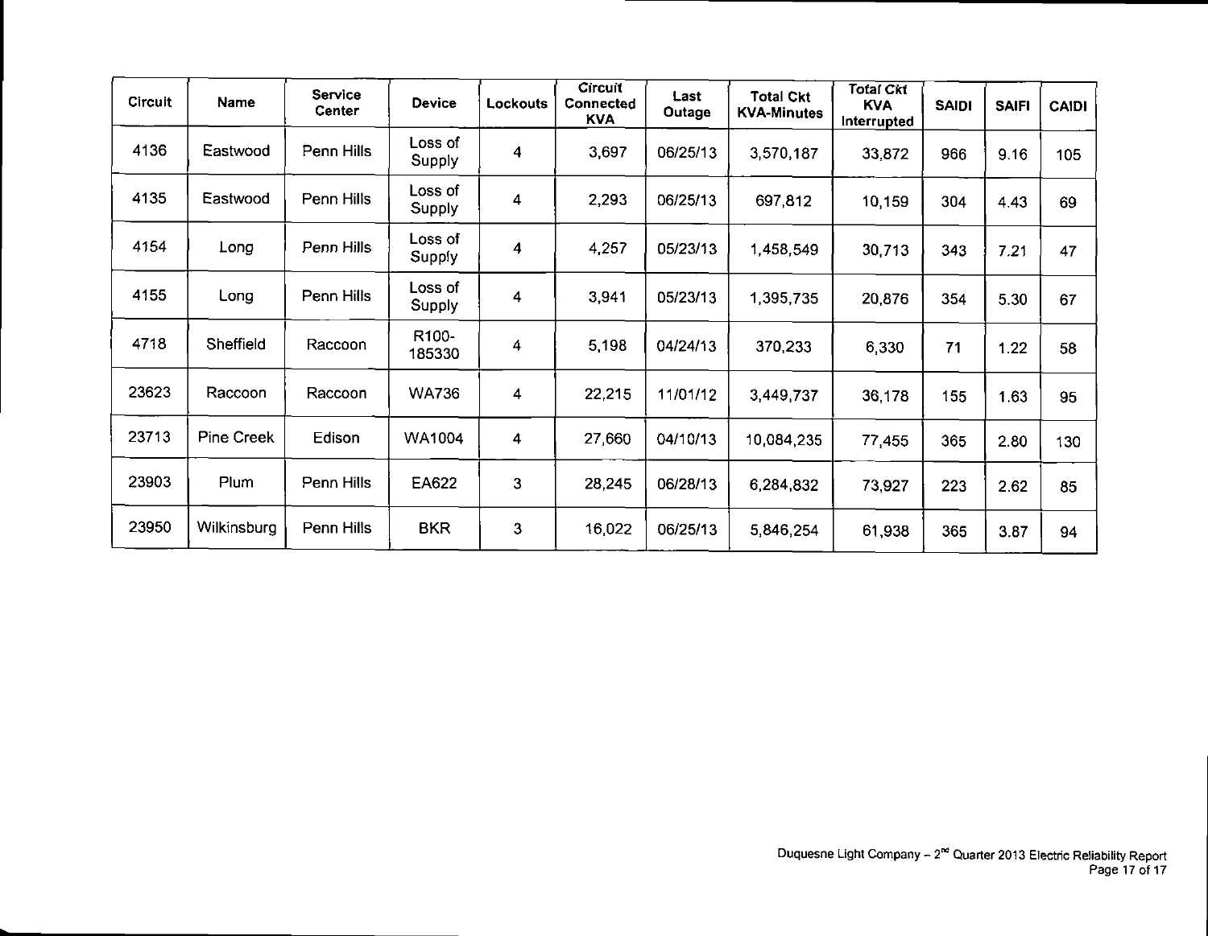| Circuit | Name | Service Center | Device | Lockouts | Circuit Connected KVA | Last Outage | Total Ckt KVA-Minutes | Total Ckt KVA Interrupted | SAIDI | SAIFI | CAIDI |
|---|---|---|---|---|---|---|---|---|---|---|---|
| 4136 | Eastwood | Penn Hills | Loss of Supply | 4 | 3,697 | 06/25/13 | 3,570,187 | 33,872 | 966 | 9.16 | 105 |
| 4135 | Eastwood | Penn Hills | Loss of Supply | 4 | 2,293 | 06/25/13 | 697,812 | 10,159 | 304 | 4.43 | 69 |
| 4154 | Long | Penn Hills | Loss of Supply | 4 | 4,257 | 05/23/13 | 1,458,549 | 30,713 | 343 | 7.21 | 47 |
| 4155 | Long | Penn Hills | Loss of Supply | 4 | 3,941 | 05/23/13 | 1,395,735 | 20,876 | 354 | 5.30 | 67 |
| 4718 | Sheffield | Raccoon | R100-185330 | 4 | 5,198 | 04/24/13 | 370,233 | 6,330 | 71 | 1.22 | 58 |
| 23623 | Raccoon | Raccoon | WA736 | 4 | 22,215 | 11/01/12 | 3,449,737 | 36,178 | 155 | 1.63 | 95 |
| 23713 | Pine Creek | Edison | WA1004 | 4 | 27,660 | 04/10/13 | 10,084,235 | 77,455 | 365 | 2.80 | 130 |
| 23903 | Plum | Penn Hills | EA622 | 3 | 28,245 | 06/28/13 | 6,284,832 | 73,927 | 223 | 2.62 | 85 |
| 23950 | Wilkinsburg | Penn Hills | BKR | 3 | 16,022 | 06/25/13 | 5,846,254 | 61,938 | 365 | 3.87 | 94 |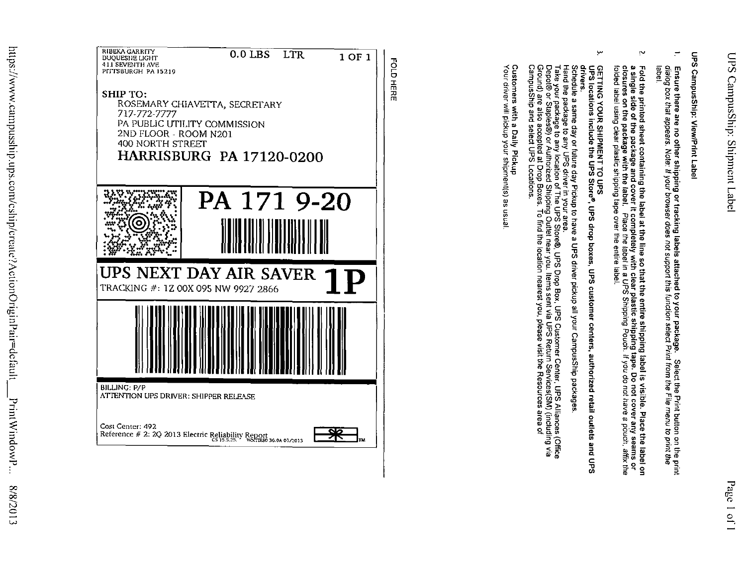# UPS CampusShip: Shipment Label

## UPS CampusShip: View/Print Label

1. **Ensure there are no other shipping or tracking labels attached to your package.** Select the Print button on the print dialog box that appears. *Note: If your browser does not support this function select Print from the File menu to print the label.*

2. **Fold the printed sheet containing the label at the line so that the entire shipping label is visible. Place the label on a single side of the package and cover it completely with clear plastic shipping tape. Do not cover any seams or closures on the package with the label.** *Place the label in a UPS Shipping Pouch. If you do not have a pouch, affix the folded label using clear plastic shipping tape over the entire label.*

3. **GETTING YOUR SHIPMENT TO UPS**
   **UPS locations include the UPS Store®, UPS drop boxes, UPS customer centers, authorized retail outlets and UPS drivers.**
   Schedule a same day or future day Pickup to have a UPS driver pickup all your CampusShip packages.
   Hand the package to any UPS driver in your area.
   Take your package to any location of The UPS Store®, UPS Drop Box, UPS Customer Center, UPS Alliances (Office Depot® or Staples®) or Authorized Shipping Outlet near you. Items sent via UPS Return Services(SM) (including via Ground) are also accepted at Drop Boxes. To find the location nearest you, please visit the Resources area of CampusShip and select UPS Locations.

   **Customers with a Daily Pickup**
   Your driver will pickup your shipment(s) as usual.

FOLD HERE

RIBEKA GARRITY
DUQUESNE LIGHT
411 SEVENTH AVE
PITTSBURGH PA 15219

0.0 LBS LTR 1 OF 1

**SHIP TO:**
ROSEMARY CHIAVETTA, SECRETARY
717-772-7777
PA PUBLIC UTILITY COMMISSION
2ND FLOOR - ROOM N201
400 NORTH STREET
**HARRISBURG PA 17120-0200**

**PA 171 9-20**

**UPS NEXT DAY AIR SAVER 1P**
TRACKING #: 1Z 00X 095 NW 9927 2866

BILLING: P/P
ATTENTION UPS DRIVER: SHIPPER RELEASE

Cost Center: 492
Reference # 2: 2Q 2013 Electric Reliability Report
CS 15.5.25. WNTIE80 36.0A 01/2013

https://www.campusship.ups.com/cship/create?ActionOriginPair=default___PrintWindowP... 8/8/2013